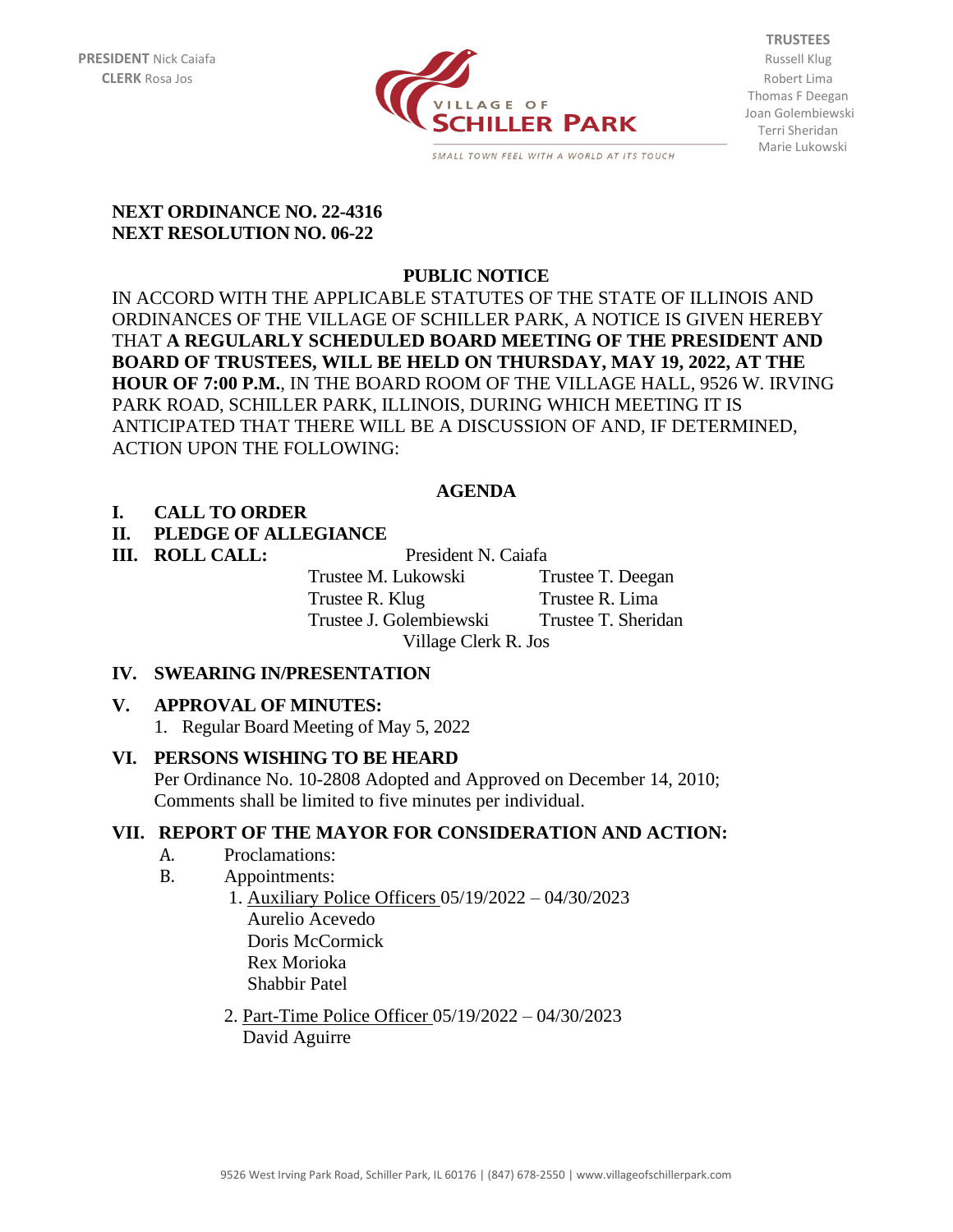**PRESIDENT** Nick Caiafa
**CLERK** Rosa Jos

VILLAGE OF
**SCHILLER PARK**

SMALL TOWN FEEL WITH A WORLD AT ITS TOUCH

**TRUSTEES**
Russell Klug
Robert Lima
Thomas F Deegan
Joan Golembiewski
Terri Sheridan
Marie Lukowski

**NEXT ORDINANCE NO. 22-4316**
**NEXT RESOLUTION NO. 06-22**

## PUBLIC NOTICE

IN ACCORD WITH THE APPLICABLE STATUTES OF THE STATE OF ILLINOIS AND ORDINANCES OF THE VILLAGE OF SCHILLER PARK, A NOTICE IS GIVEN HEREBY THAT **A REGULARLY SCHEDULED BOARD MEETING OF THE PRESIDENT AND BOARD OF TRUSTEES, WILL BE HELD ON THURSDAY, MAY 19, 2022, AT THE HOUR OF 7:00 P.M.**, IN THE BOARD ROOM OF THE VILLAGE HALL, 9526 W. IRVING PARK ROAD, SCHILLER PARK, ILLINOIS, DURING WHICH MEETING IT IS ANTICIPATED THAT THERE WILL BE A DISCUSSION OF AND, IF DETERMINED, ACTION UPON THE FOLLOWING:

## AGENDA

**I. CALL TO ORDER**

**II. PLEDGE OF ALLEGIANCE**

**III. ROLL CALL:**

President N. Caiafa

Trustee M. Lukowski — Trustee T. Deegan
Trustee R. Klug — Trustee R. Lima
Trustee J. Golembiewski — Trustee T. Sheridan

Village Clerk R. Jos

**IV. SWEARING IN/PRESENTATION**

**V. APPROVAL OF MINUTES:**

1. Regular Board Meeting of May 5, 2022

**VI. PERSONS WISHING TO BE HEARD**

Per Ordinance No. 10-2808 Adopted and Approved on December 14, 2010; Comments shall be limited to five minutes per individual.

**VII. REPORT OF THE MAYOR FOR CONSIDERATION AND ACTION:**

A. Proclamations:

B. Appointments:

1. Auxiliary Police Officers 05/19/2022 – 04/30/2023
   Aurelio Acevedo
   Doris McCormick
   Rex Morioka
   Shabbir Patel

2. Part-Time Police Officer 05/19/2022 – 04/30/2023
   David Aguirre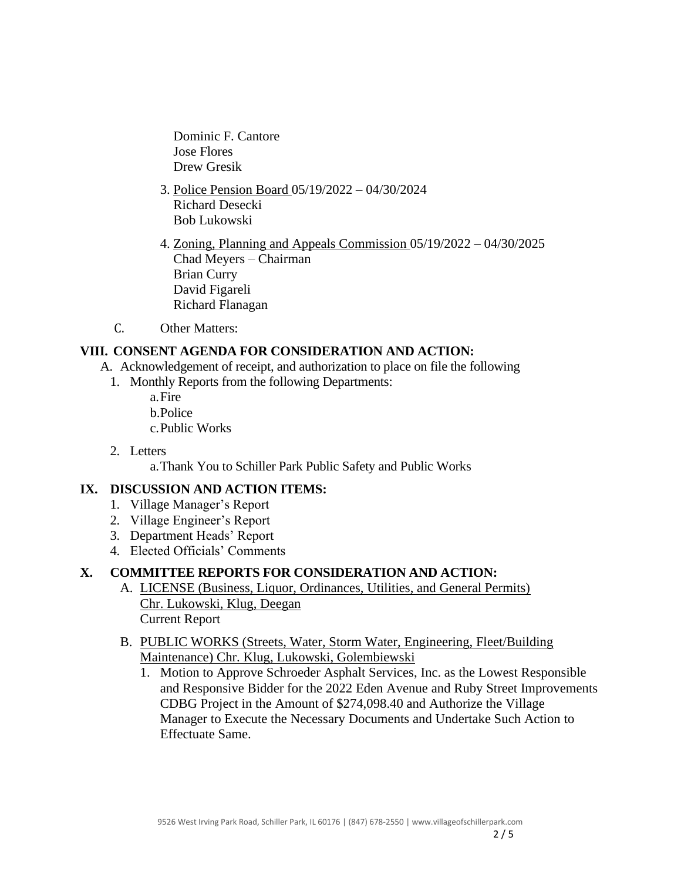Dominic F. Cantore
Jose Flores
Drew Gresik

3. Police Pension Board 05/19/2022 – 04/30/2024
   Richard Desecki
   Bob Lukowski

4. Zoning, Planning and Appeals Commission 05/19/2022 – 04/30/2025
   Chad Meyers – Chairman
   Brian Curry
   David Figareli
   Richard Flanagan

C. Other Matters:

## VIII. CONSENT AGENDA FOR CONSIDERATION AND ACTION:

A. Acknowledgement of receipt, and authorization to place on file the following

1. Monthly Reports from the following Departments:
   a. Fire
   b. Police
   c. Public Works
2. Letters
   a. Thank You to Schiller Park Public Safety and Public Works

## IX. DISCUSSION AND ACTION ITEMS:

1. Village Manager's Report
2. Village Engineer's Report
3. Department Heads' Report
4. Elected Officials' Comments

## X. COMMITTEE REPORTS FOR CONSIDERATION AND ACTION:

A. LICENSE (Business, Liquor, Ordinances, Utilities, and General Permits) Chr. Lukowski, Klug, Deegan
   Current Report

B. PUBLIC WORKS (Streets, Water, Storm Water, Engineering, Fleet/Building Maintenance) Chr. Klug, Lukowski, Golembiewski

1. Motion to Approve Schroeder Asphalt Services, Inc. as the Lowest Responsible and Responsive Bidder for the 2022 Eden Avenue and Ruby Street Improvements CDBG Project in the Amount of $274,098.40 and Authorize the Village Manager to Execute the Necessary Documents and Undertake Such Action to Effectuate Same.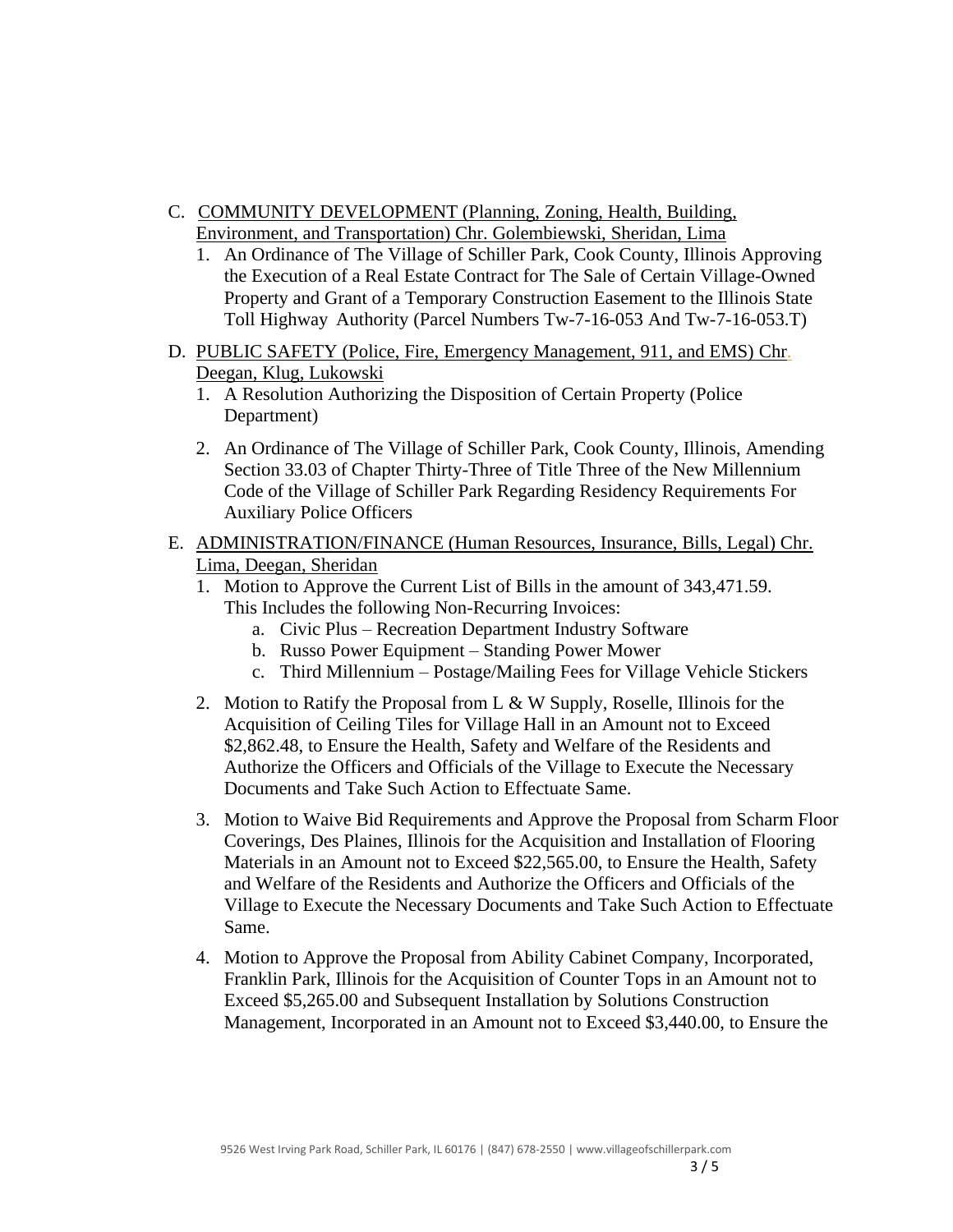C. <u>COMMUNITY DEVELOPMENT (Planning, Zoning, Health, Building, Environment, and Transportation) Chr. Golembiewski, Sheridan, Lima</u>
   1. An Ordinance of The Village of Schiller Park, Cook County, Illinois Approving the Execution of a Real Estate Contract for The Sale of Certain Village-Owned Property and Grant of a Temporary Construction Easement to the Illinois State Toll Highway Authority (Parcel Numbers Tw-7-16-053 And Tw-7-16-053.T)

D. <u>PUBLIC SAFETY (Police, Fire, Emergency Management, 911, and EMS) Chr. Deegan, Klug, Lukowski</u>
   1. A Resolution Authorizing the Disposition of Certain Property (Police Department)
   2. An Ordinance of The Village of Schiller Park, Cook County, Illinois, Amending Section 33.03 of Chapter Thirty-Three of Title Three of the New Millennium Code of the Village of Schiller Park Regarding Residency Requirements For Auxiliary Police Officers

E. <u>ADMINISTRATION/FINANCE (Human Resources, Insurance, Bills, Legal) Chr. Lima, Deegan, Sheridan</u>
   1. Motion to Approve the Current List of Bills in the amount of 343,471.59. This Includes the following Non-Recurring Invoices:
      a. Civic Plus – Recreation Department Industry Software
      b. Russo Power Equipment – Standing Power Mower
      c. Third Millennium – Postage/Mailing Fees for Village Vehicle Stickers
   2. Motion to Ratify the Proposal from L & W Supply, Roselle, Illinois for the Acquisition of Ceiling Tiles for Village Hall in an Amount not to Exceed $2,862.48, to Ensure the Health, Safety and Welfare of the Residents and Authorize the Officers and Officials of the Village to Execute the Necessary Documents and Take Such Action to Effectuate Same.
   3. Motion to Waive Bid Requirements and Approve the Proposal from Scharm Floor Coverings, Des Plaines, Illinois for the Acquisition and Installation of Flooring Materials in an Amount not to Exceed $22,565.00, to Ensure the Health, Safety and Welfare of the Residents and Authorize the Officers and Officials of the Village to Execute the Necessary Documents and Take Such Action to Effectuate Same.
   4. Motion to Approve the Proposal from Ability Cabinet Company, Incorporated, Franklin Park, Illinois for the Acquisition of Counter Tops in an Amount not to Exceed $5,265.00 and Subsequent Installation by Solutions Construction Management, Incorporated in an Amount not to Exceed $3,440.00, to Ensure the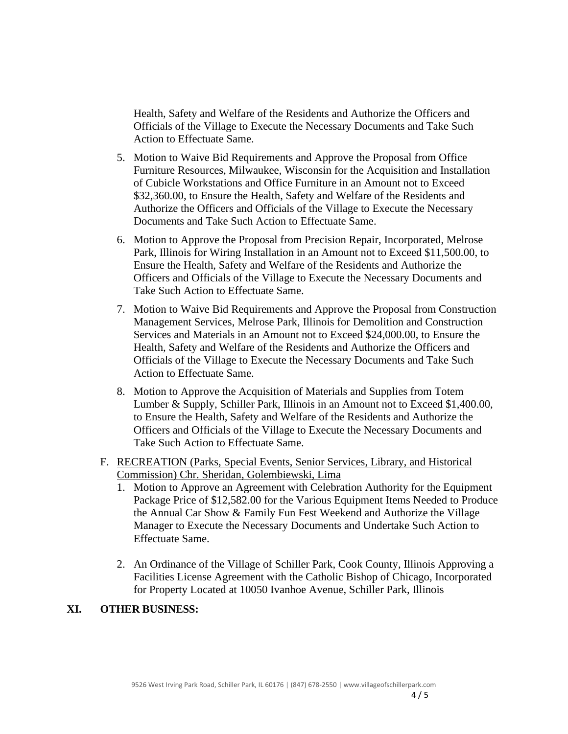Health, Safety and Welfare of the Residents and Authorize the Officers and Officials of the Village to Execute the Necessary Documents and Take Such Action to Effectuate Same.

5. Motion to Waive Bid Requirements and Approve the Proposal from Office Furniture Resources, Milwaukee, Wisconsin for the Acquisition and Installation of Cubicle Workstations and Office Furniture in an Amount not to Exceed $32,360.00, to Ensure the Health, Safety and Welfare of the Residents and Authorize the Officers and Officials of the Village to Execute the Necessary Documents and Take Such Action to Effectuate Same.

6. Motion to Approve the Proposal from Precision Repair, Incorporated, Melrose Park, Illinois for Wiring Installation in an Amount not to Exceed $11,500.00, to Ensure the Health, Safety and Welfare of the Residents and Authorize the Officers and Officials of the Village to Execute the Necessary Documents and Take Such Action to Effectuate Same.

7. Motion to Waive Bid Requirements and Approve the Proposal from Construction Management Services, Melrose Park, Illinois for Demolition and Construction Services and Materials in an Amount not to Exceed $24,000.00, to Ensure the Health, Safety and Welfare of the Residents and Authorize the Officers and Officials of the Village to Execute the Necessary Documents and Take Such Action to Effectuate Same.

8. Motion to Approve the Acquisition of Materials and Supplies from Totem Lumber & Supply, Schiller Park, Illinois in an Amount not to Exceed $1,400.00, to Ensure the Health, Safety and Welfare of the Residents and Authorize the Officers and Officials of the Village to Execute the Necessary Documents and Take Such Action to Effectuate Same.

F. RECREATION (Parks, Special Events, Senior Services, Library, and Historical Commission) Chr. Sheridan, Golembiewski, Lima

1. Motion to Approve an Agreement with Celebration Authority for the Equipment Package Price of $12,582.00 for the Various Equipment Items Needed to Produce the Annual Car Show & Family Fun Fest Weekend and Authorize the Village Manager to Execute the Necessary Documents and Undertake Such Action to Effectuate Same.

2. An Ordinance of the Village of Schiller Park, Cook County, Illinois Approving a Facilities License Agreement with the Catholic Bishop of Chicago, Incorporated for Property Located at 10050 Ivanhoe Avenue, Schiller Park, Illinois

## XI. OTHER BUSINESS: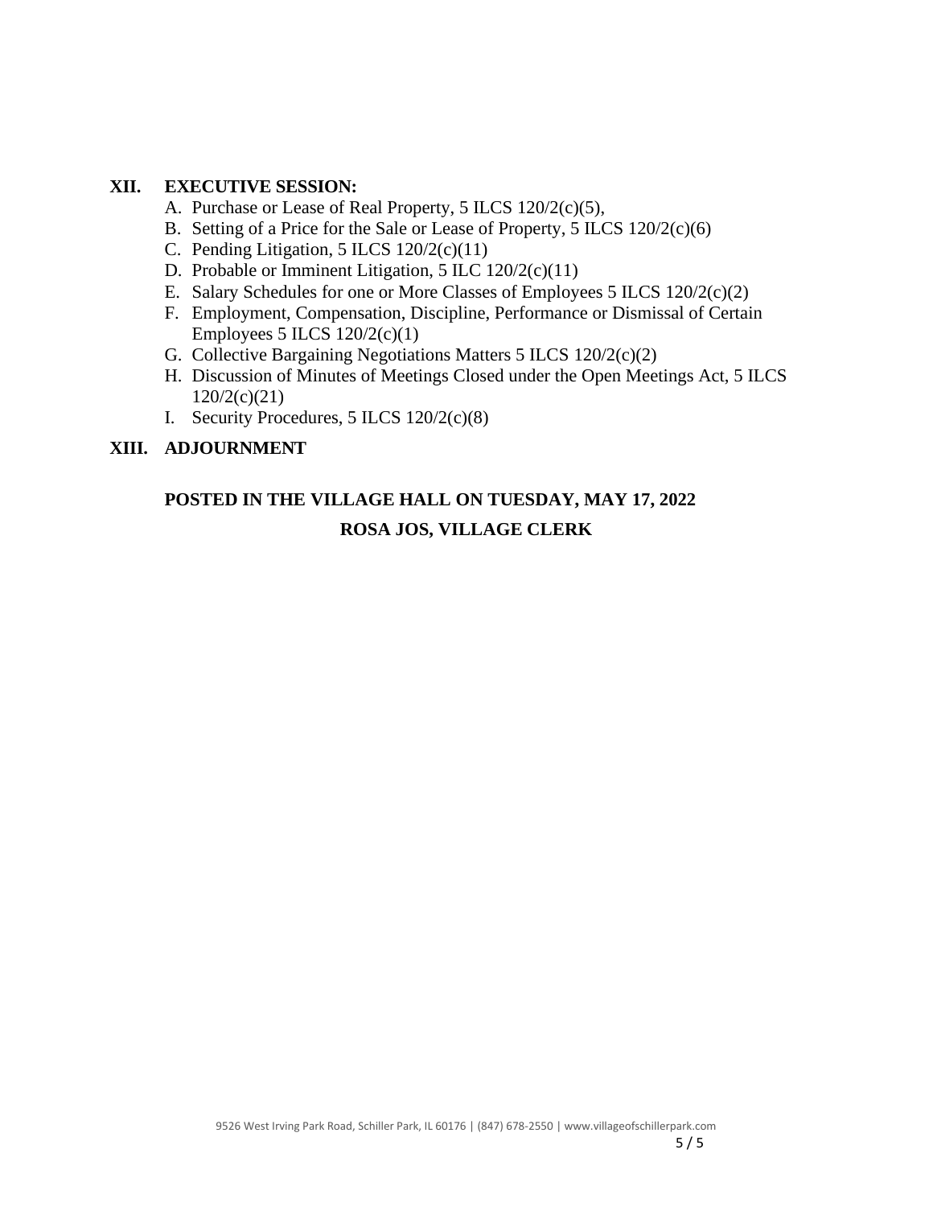## XII. EXECUTIVE SESSION:

A. Purchase or Lease of Real Property, 5 ILCS 120/2(c)(5),
B. Setting of a Price for the Sale or Lease of Property, 5 ILCS 120/2(c)(6)
C. Pending Litigation, 5 ILCS 120/2(c)(11)
D. Probable or Imminent Litigation, 5 ILC 120/2(c)(11)
E. Salary Schedules for one or More Classes of Employees 5 ILCS 120/2(c)(2)
F. Employment, Compensation, Discipline, Performance or Dismissal of Certain Employees 5 ILCS 120/2(c)(1)
G. Collective Bargaining Negotiations Matters 5 ILCS 120/2(c)(2)
H. Discussion of Minutes of Meetings Closed under the Open Meetings Act, 5 ILCS 120/2(c)(21)
I. Security Procedures, 5 ILCS 120/2(c)(8)

## XIII. ADJOURNMENT

**POSTED IN THE VILLAGE HALL ON TUESDAY, MAY 17, 2022**

**ROSA JOS, VILLAGE CLERK**

9526 West Irving Park Road, Schiller Park, IL 60176 | (847) 678-2550 | www.villageofschillerpark.com